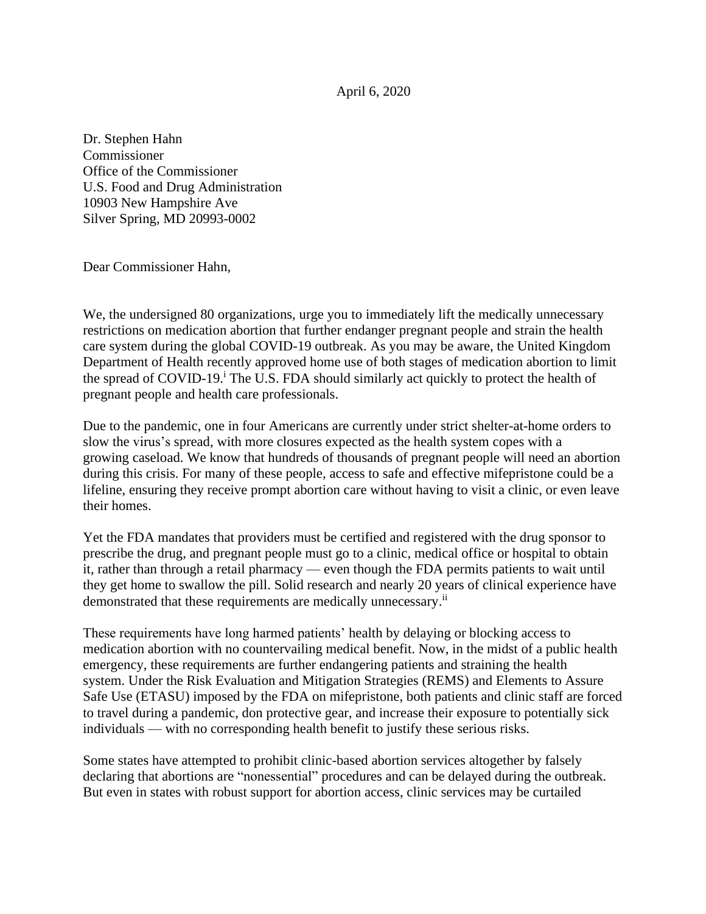April 6, 2020

Dr. Stephen Hahn  
Commissioner  
Office of the Commissioner  
U.S. Food and Drug Administration  
10903 New Hampshire Ave  
Silver Spring, MD 20993-0002

Dear Commissioner Hahn,

We, the undersigned 80 organizations, urge you to immediately lift the medically unnecessary restrictions on medication abortion that further endanger pregnant people and strain the health care system during the global COVID-19 outbreak. As you may be aware, the United Kingdom Department of Health recently approved home use of both stages of medication abortion to limit the spread of COVID-19.[i] The U.S. FDA should similarly act quickly to protect the health of pregnant people and health care professionals.

Due to the pandemic, one in four Americans are currently under strict shelter-at-home orders to slow the virus's spread, with more closures expected as the health system copes with a growing caseload. We know that hundreds of thousands of pregnant people will need an abortion during this crisis. For many of these people, access to safe and effective mifepristone could be a lifeline, ensuring they receive prompt abortion care without having to visit a clinic, or even leave their homes.

Yet the FDA mandates that providers must be certified and registered with the drug sponsor to prescribe the drug, and pregnant people must go to a clinic, medical office or hospital to obtain it, rather than through a retail pharmacy — even though the FDA permits patients to wait until they get home to swallow the pill. Solid research and nearly 20 years of clinical experience have demonstrated that these requirements are medically unnecessary.[ii]

These requirements have long harmed patients' health by delaying or blocking access to medication abortion with no countervailing medical benefit. Now, in the midst of a public health emergency, these requirements are further endangering patients and straining the health system. Under the Risk Evaluation and Mitigation Strategies (REMS) and Elements to Assure Safe Use (ETASU) imposed by the FDA on mifepristone, both patients and clinic staff are forced to travel during a pandemic, don protective gear, and increase their exposure to potentially sick individuals — with no corresponding health benefit to justify these serious risks.

Some states have attempted to prohibit clinic-based abortion services altogether by falsely declaring that abortions are "nonessential" procedures and can be delayed during the outbreak. But even in states with robust support for abortion access, clinic services may be curtailed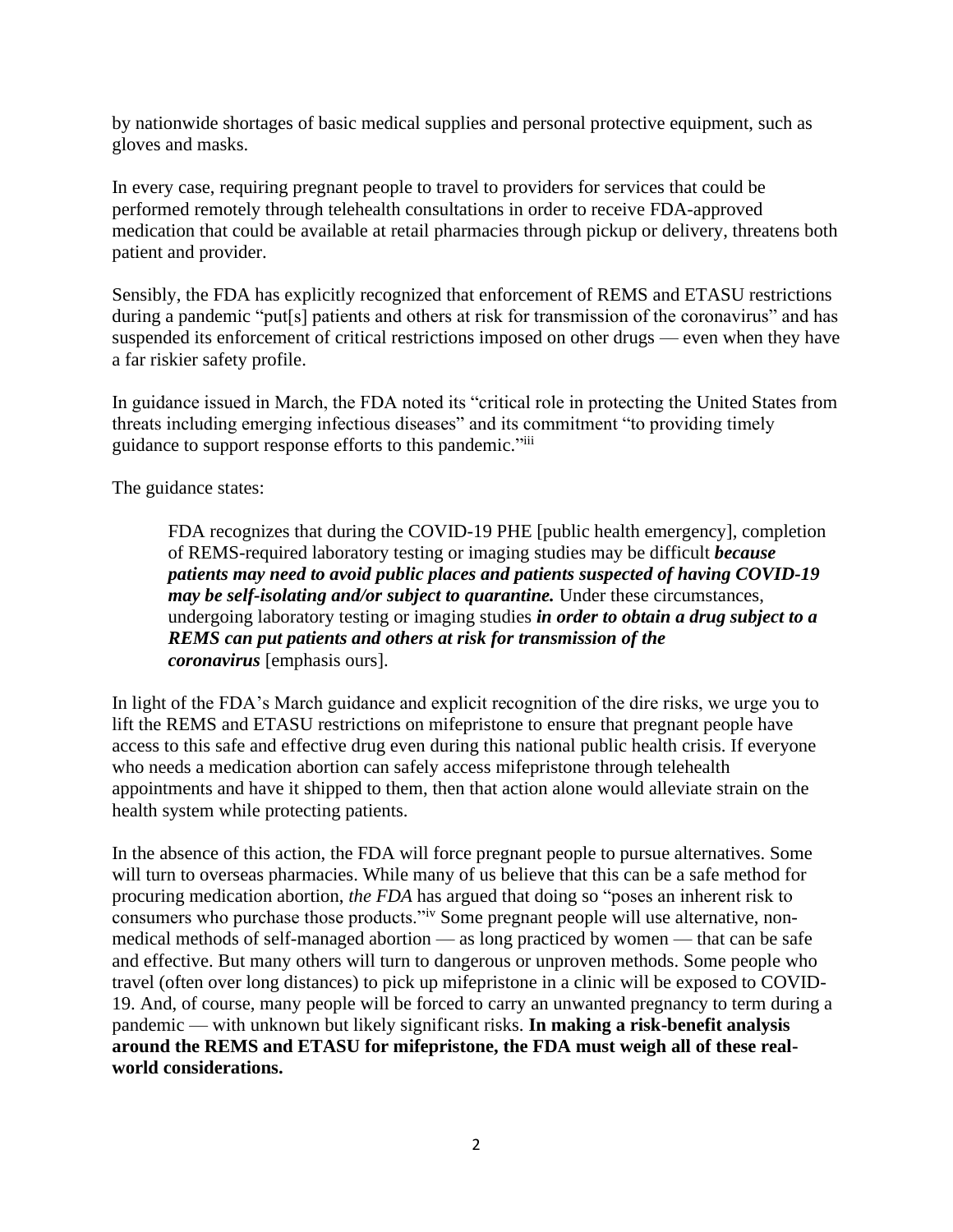by nationwide shortages of basic medical supplies and personal protective equipment, such as gloves and masks.

In every case, requiring pregnant people to travel to providers for services that could be performed remotely through telehealth consultations in order to receive FDA-approved medication that could be available at retail pharmacies through pickup or delivery, threatens both patient and provider.

Sensibly, the FDA has explicitly recognized that enforcement of REMS and ETASU restrictions during a pandemic "put[s] patients and others at risk for transmission of the coronavirus" and has suspended its enforcement of critical restrictions imposed on other drugs — even when they have a far riskier safety profile.

In guidance issued in March, the FDA noted its "critical role in protecting the United States from threats including emerging infectious diseases" and its commitment "to providing timely guidance to support response efforts to this pandemic."[iii]

The guidance states:

> FDA recognizes that during the COVID-19 PHE [public health emergency], completion of REMS-required laboratory testing or imaging studies may be difficult ***because patients may need to avoid public places and patients suspected of having COVID-19 may be self-isolating and/or subject to quarantine.*** Under these circumstances, undergoing laboratory testing or imaging studies ***in order to obtain a drug subject to a REMS can put patients and others at risk for transmission of the coronavirus*** [emphasis ours].

In light of the FDA's March guidance and explicit recognition of the dire risks, we urge you to lift the REMS and ETASU restrictions on mifepristone to ensure that pregnant people have access to this safe and effective drug even during this national public health crisis. If everyone who needs a medication abortion can safely access mifepristone through telehealth appointments and have it shipped to them, then that action alone would alleviate strain on the health system while protecting patients.

In the absence of this action, the FDA will force pregnant people to pursue alternatives. Some will turn to overseas pharmacies. While many of us believe that this can be a safe method for procuring medication abortion, *the FDA* has argued that doing so "poses an inherent risk to consumers who purchase those products."[iv] Some pregnant people will use alternative, non-medical methods of self-managed abortion — as long practiced by women — that can be safe and effective. But many others will turn to dangerous or unproven methods. Some people who travel (often over long distances) to pick up mifepristone in a clinic will be exposed to COVID-19. And, of course, many people will be forced to carry an unwanted pregnancy to term during a pandemic — with unknown but likely significant risks. **In making a risk-benefit analysis around the REMS and ETASU for mifepristone, the FDA must weigh all of these real-world considerations.**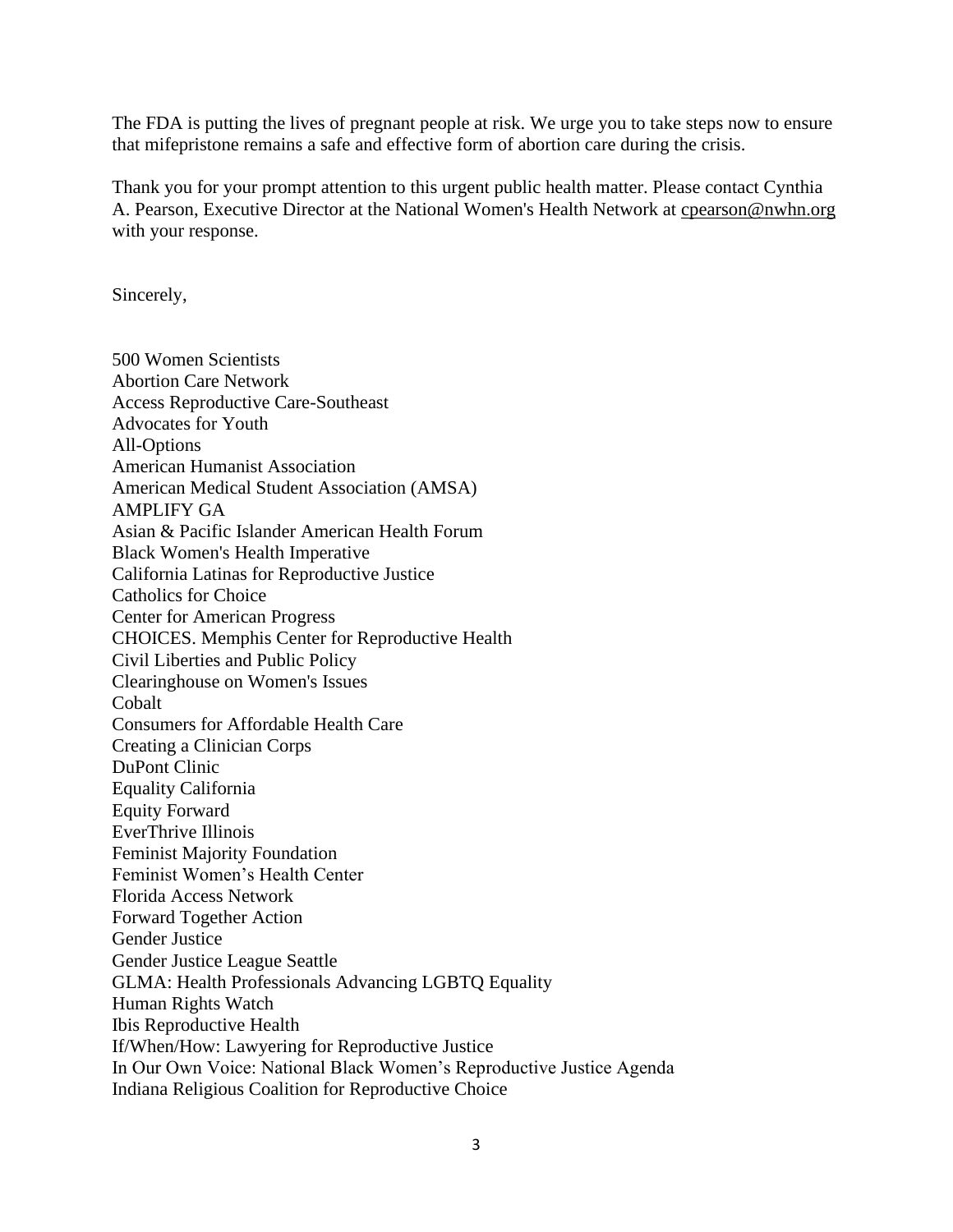The FDA is putting the lives of pregnant people at risk. We urge you to take steps now to ensure that mifepristone remains a safe and effective form of abortion care during the crisis.

Thank you for your prompt attention to this urgent public health matter. Please contact Cynthia A. Pearson, Executive Director at the National Women's Health Network at cpearson@nwhn.org with your response.

Sincerely,

500 Women Scientists
Abortion Care Network
Access Reproductive Care-Southeast
Advocates for Youth
All-Options
American Humanist Association
American Medical Student Association (AMSA)
AMPLIFY GA
Asian & Pacific Islander American Health Forum
Black Women's Health Imperative
California Latinas for Reproductive Justice
Catholics for Choice
Center for American Progress
CHOICES. Memphis Center for Reproductive Health
Civil Liberties and Public Policy
Clearinghouse on Women's Issues
Cobalt
Consumers for Affordable Health Care
Creating a Clinician Corps
DuPont Clinic
Equality California
Equity Forward
EverThrive Illinois
Feminist Majority Foundation
Feminist Women's Health Center
Florida Access Network
Forward Together Action
Gender Justice
Gender Justice League Seattle
GLMA: Health Professionals Advancing LGBTQ Equality
Human Rights Watch
Ibis Reproductive Health
If/When/How: Lawyering for Reproductive Justice
In Our Own Voice: National Black Women's Reproductive Justice Agenda
Indiana Religious Coalition for Reproductive Choice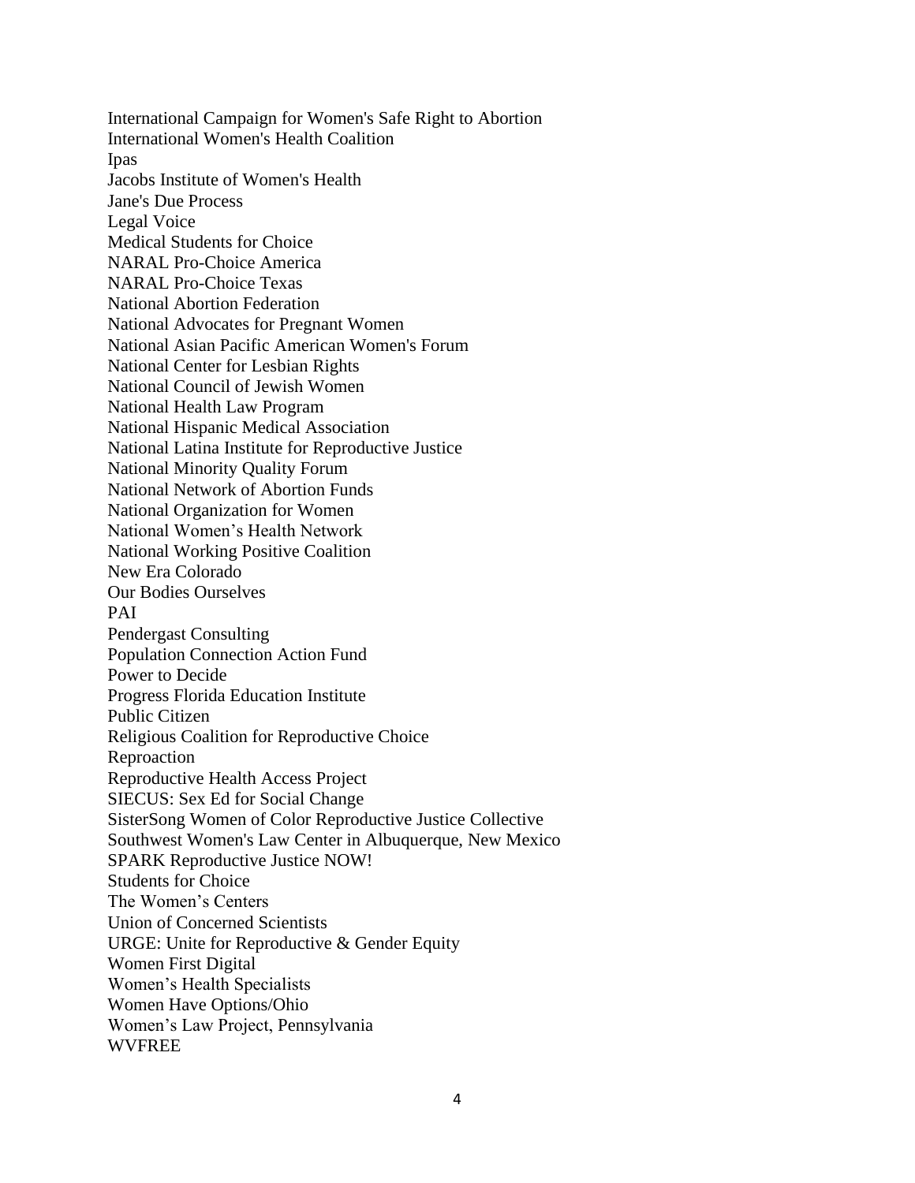International Campaign for Women's Safe Right to Abortion
International Women's Health Coalition
Ipas
Jacobs Institute of Women's Health
Jane's Due Process
Legal Voice
Medical Students for Choice
NARAL Pro-Choice America
NARAL Pro-Choice Texas
National Abortion Federation
National Advocates for Pregnant Women
National Asian Pacific American Women's Forum
National Center for Lesbian Rights
National Council of Jewish Women
National Health Law Program
National Hispanic Medical Association
National Latina Institute for Reproductive Justice
National Minority Quality Forum
National Network of Abortion Funds
National Organization for Women
National Women's Health Network
National Working Positive Coalition
New Era Colorado
Our Bodies Ourselves
PAI
Pendergast Consulting
Population Connection Action Fund
Power to Decide
Progress Florida Education Institute
Public Citizen
Religious Coalition for Reproductive Choice
Reproaction
Reproductive Health Access Project
SIECUS: Sex Ed for Social Change
SisterSong Women of Color Reproductive Justice Collective
Southwest Women's Law Center in Albuquerque, New Mexico
SPARK Reproductive Justice NOW!
Students for Choice
The Women's Centers
Union of Concerned Scientists
URGE: Unite for Reproductive & Gender Equity
Women First Digital
Women's Health Specialists
Women Have Options/Ohio
Women's Law Project, Pennsylvania
WVFREE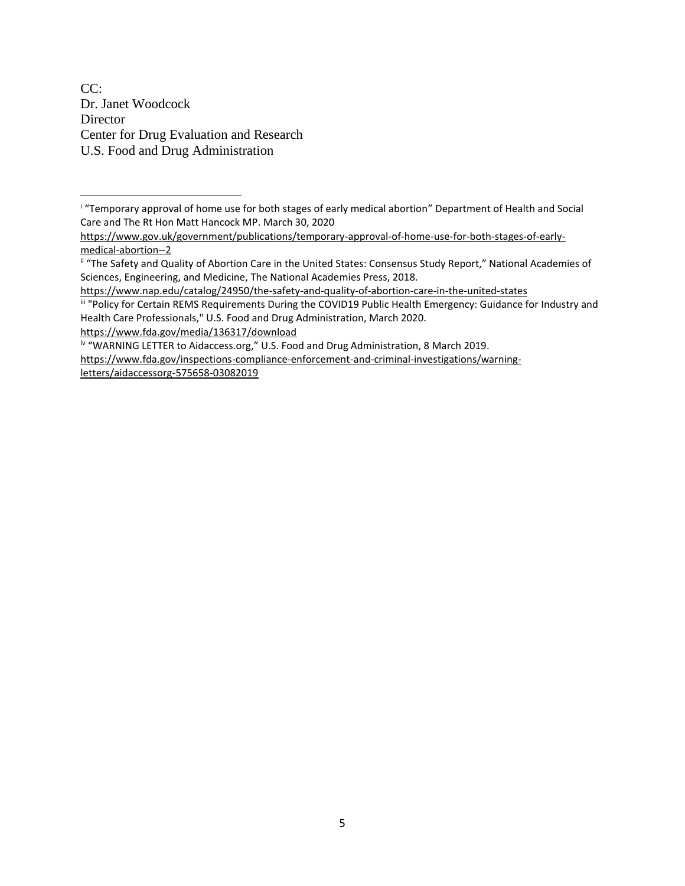CC:
Dr. Janet Woodcock
Director
Center for Drug Evaluation and Research
U.S. Food and Drug Administration

---

[i] "Temporary approval of home use for both stages of early medical abortion" Department of Health and Social Care and The Rt Hon Matt Hancock MP. March 30, 2020
https://www.gov.uk/government/publications/temporary-approval-of-home-use-for-both-stages-of-early-medical-abortion--2

[ii] "The Safety and Quality of Abortion Care in the United States: Consensus Study Report," National Academies of Sciences, Engineering, and Medicine, The National Academies Press, 2018.
https://www.nap.edu/catalog/24950/the-safety-and-quality-of-abortion-care-in-the-united-states

[iii] "Policy for Certain REMS Requirements During the COVID19 Public Health Emergency: Guidance for Industry and Health Care Professionals," U.S. Food and Drug Administration, March 2020.
https://www.fda.gov/media/136317/download

[iv] "WARNING LETTER to Aidaccess.org," U.S. Food and Drug Administration, 8 March 2019.
https://www.fda.gov/inspections-compliance-enforcement-and-criminal-investigations/warning-letters/aidaccessorg-575658-03082019